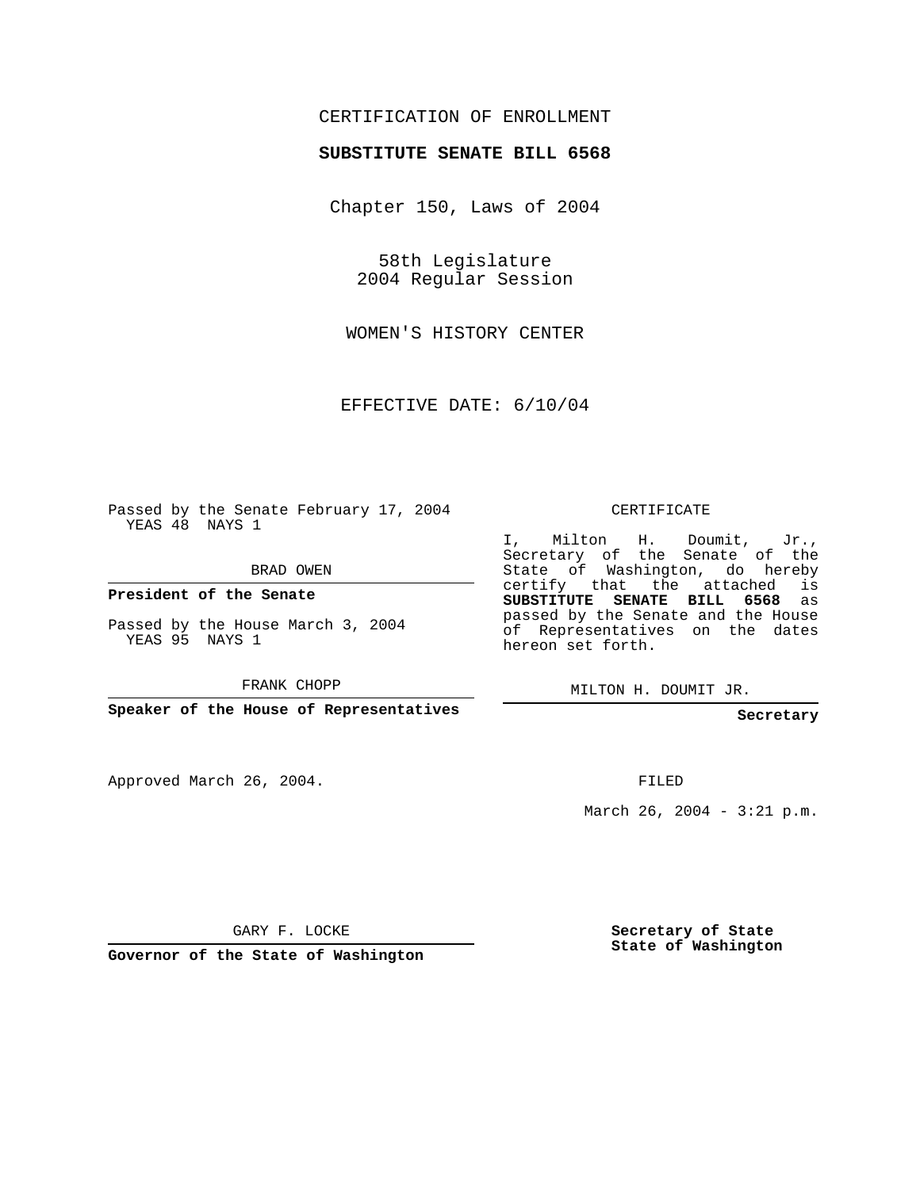CERTIFICATION OF ENROLLMENT

**SUBSTITUTE SENATE BILL 6568**

Chapter 150, Laws of 2004

58th Legislature
2004 Regular Session

WOMEN'S HISTORY CENTER

EFFECTIVE DATE: 6/10/04

Passed by the Senate February 17, 2004
YEAS 48 NAYS 1

BRAD OWEN

**President of the Senate**

Passed by the House March 3, 2004
YEAS 95 NAYS 1

FRANK CHOPP

**Speaker of the House of Representatives**

CERTIFICATE

I, Milton H. Doumit, Jr., Secretary of the Senate of the State of Washington, do hereby certify that the attached is **SUBSTITUTE SENATE BILL 6568** as passed by the Senate and the House of Representatives on the dates hereon set forth.

MILTON H. DOUMIT JR.

**Secretary**

Approved March 26, 2004.

FILED

March 26, 2004 - 3:21 p.m.

GARY F. LOCKE

**Governor of the State of Washington**

**Secretary of State**
**State of Washington**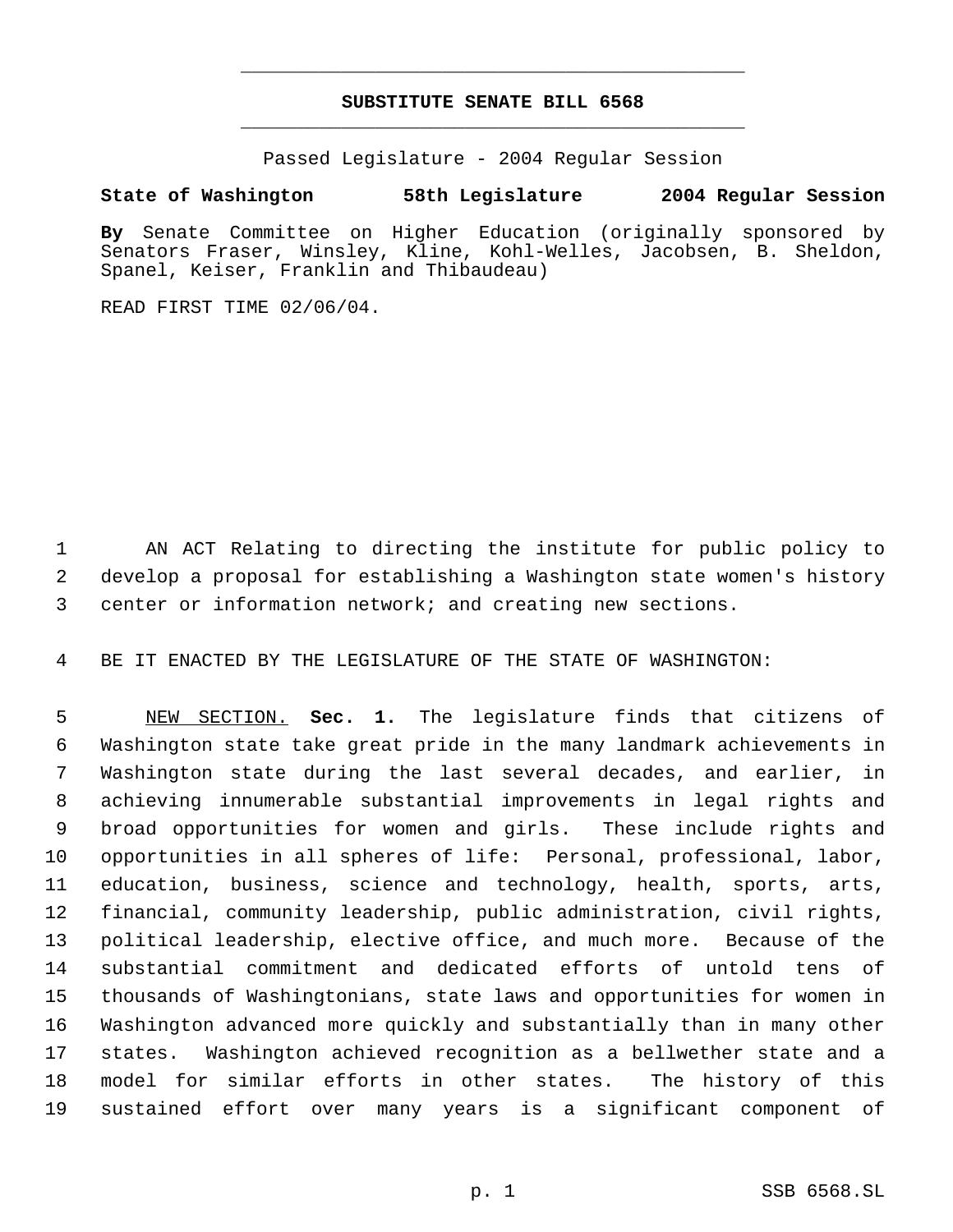# SUBSTITUTE SENATE BILL 6568

Passed Legislature - 2004 Regular Session

**State of Washington 58th Legislature 2004 Regular Session**

**By** Senate Committee on Higher Education (originally sponsored by Senators Fraser, Winsley, Kline, Kohl-Welles, Jacobsen, B. Sheldon, Spanel, Keiser, Franklin and Thibaudeau)

READ FIRST TIME 02/06/04.

AN ACT Relating to directing the institute for public policy to develop a proposal for establishing a Washington state women's history center or information network; and creating new sections.

BE IT ENACTED BY THE LEGISLATURE OF THE STATE OF WASHINGTON:

NEW SECTION. **Sec. 1.** The legislature finds that citizens of Washington state take great pride in the many landmark achievements in Washington state during the last several decades, and earlier, in achieving innumerable substantial improvements in legal rights and broad opportunities for women and girls. These include rights and opportunities in all spheres of life: Personal, professional, labor, education, business, science and technology, health, sports, arts, financial, community leadership, public administration, civil rights, political leadership, elective office, and much more. Because of the substantial commitment and dedicated efforts of untold tens of thousands of Washingtonians, state laws and opportunities for women in Washington advanced more quickly and substantially than in many other states. Washington achieved recognition as a bellwether state and a model for similar efforts in other states. The history of this sustained effort over many years is a significant component of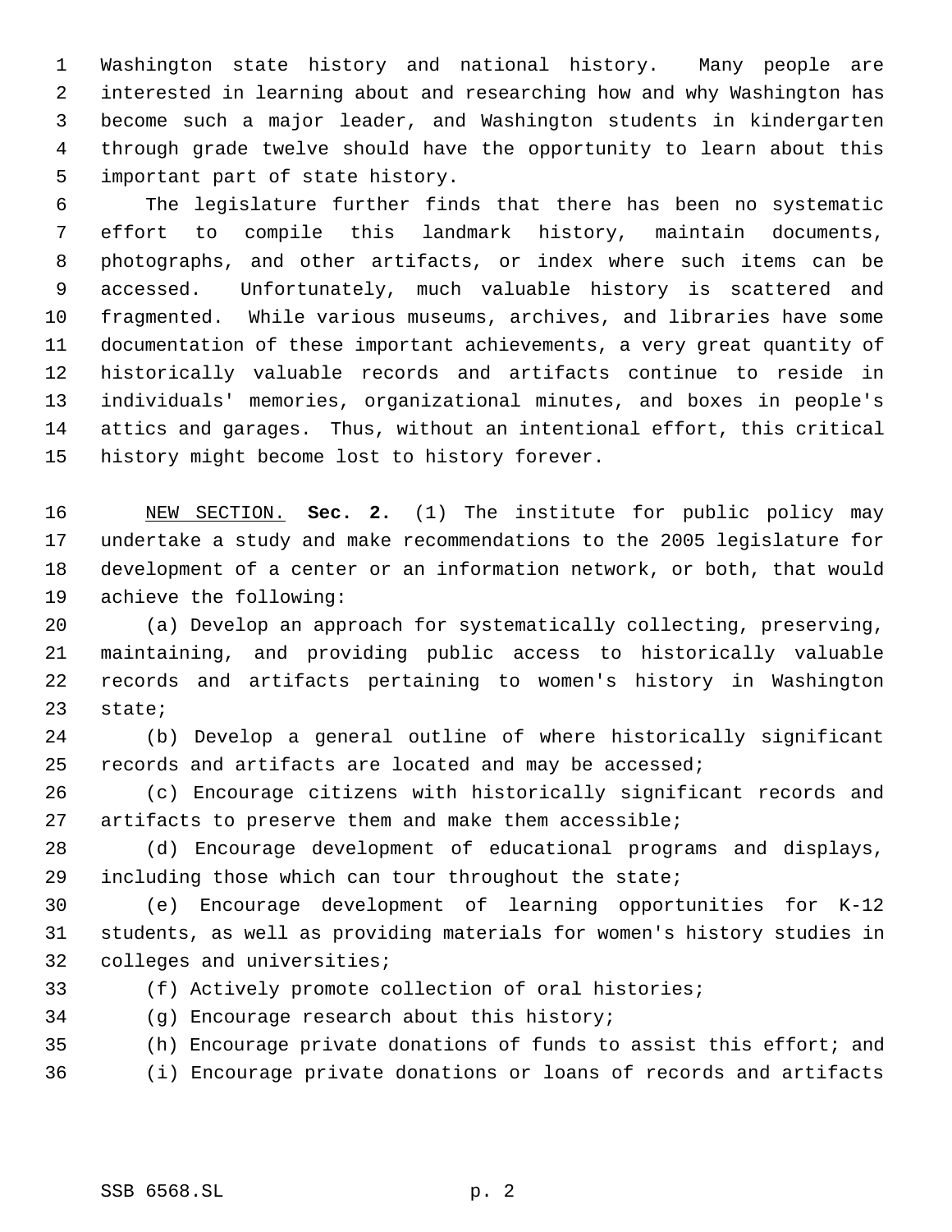Washington state history and national history. Many people are interested in learning about and researching how and why Washington has become such a major leader, and Washington students in kindergarten through grade twelve should have the opportunity to learn about this important part of state history.

The legislature further finds that there has been no systematic effort to compile this landmark history, maintain documents, photographs, and other artifacts, or index where such items can be accessed. Unfortunately, much valuable history is scattered and fragmented. While various museums, archives, and libraries have some documentation of these important achievements, a very great quantity of historically valuable records and artifacts continue to reside in individuals' memories, organizational minutes, and boxes in people's attics and garages. Thus, without an intentional effort, this critical history might become lost to history forever.

NEW SECTION. **Sec. 2.** (1) The institute for public policy may undertake a study and make recommendations to the 2005 legislature for development of a center or an information network, or both, that would achieve the following:

(a) Develop an approach for systematically collecting, preserving, maintaining, and providing public access to historically valuable records and artifacts pertaining to women's history in Washington state;

(b) Develop a general outline of where historically significant records and artifacts are located and may be accessed;

(c) Encourage citizens with historically significant records and artifacts to preserve them and make them accessible;

(d) Encourage development of educational programs and displays, including those which can tour throughout the state;

(e) Encourage development of learning opportunities for K-12 students, as well as providing materials for women's history studies in colleges and universities;

(f) Actively promote collection of oral histories;

(g) Encourage research about this history;

(h) Encourage private donations of funds to assist this effort; and

(i) Encourage private donations or loans of records and artifacts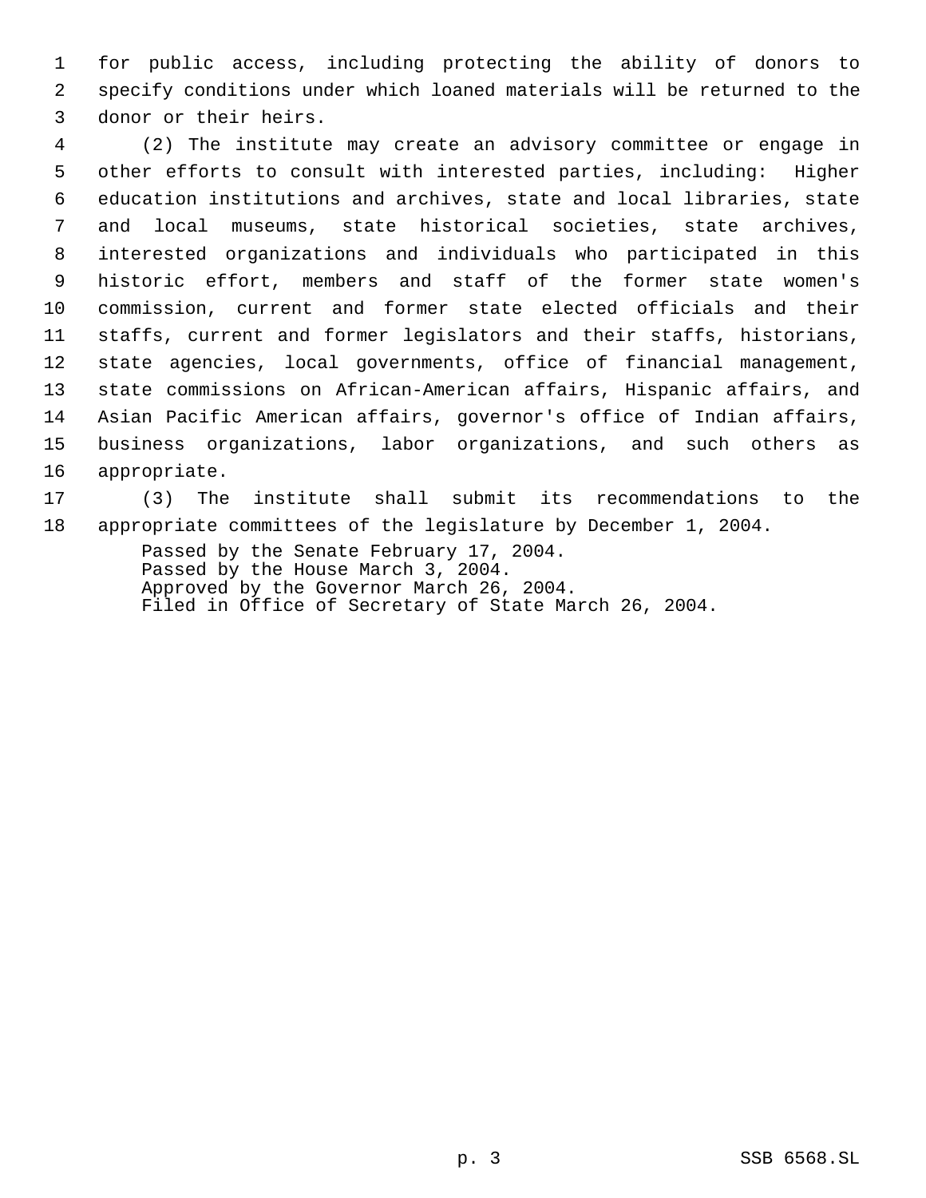for public access, including protecting the ability of donors to specify conditions under which loaned materials will be returned to the donor or their heirs.

(2) The institute may create an advisory committee or engage in other efforts to consult with interested parties, including: Higher education institutions and archives, state and local libraries, state and local museums, state historical societies, state archives, interested organizations and individuals who participated in this historic effort, members and staff of the former state women's commission, current and former state elected officials and their staffs, current and former legislators and their staffs, historians, state agencies, local governments, office of financial management, state commissions on African-American affairs, Hispanic affairs, and Asian Pacific American affairs, governor's office of Indian affairs, business organizations, labor organizations, and such others as appropriate.

(3) The institute shall submit its recommendations to the appropriate committees of the legislature by December 1, 2004.

Passed by the Senate February 17, 2004.
Passed by the House March 3, 2004.
Approved by the Governor March 26, 2004.
Filed in Office of Secretary of State March 26, 2004.